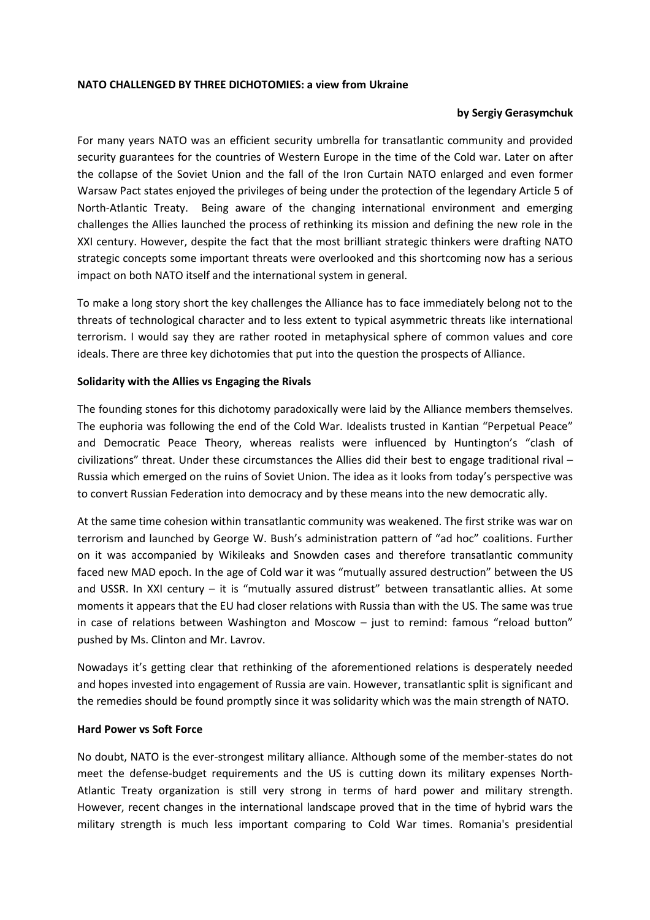**NATO CHALLENGED BY THREE DICHOTOMIES: a view from Ukraine**

**by Sergiy Gerasymchuk**

For many years NATO was an efficient security umbrella for transatlantic community and provided security guarantees for the countries of Western Europe in the time of the Cold war. Later on after the collapse of the Soviet Union and the fall of the Iron Curtain NATO enlarged and even former Warsaw Pact states enjoyed the privileges of being under the protection of the legendary Article 5 of North-Atlantic Treaty. Being aware of the changing international environment and emerging challenges the Allies launched the process of rethinking its mission and defining the new role in the XXI century. However, despite the fact that the most brilliant strategic thinkers were drafting NATO strategic concepts some important threats were overlooked and this shortcoming now has a serious impact on both NATO itself and the international system in general.

To make a long story short the key challenges the Alliance has to face immediately belong not to the threats of technological character and to less extent to typical asymmetric threats like international terrorism. I would say they are rather rooted in metaphysical sphere of common values and core ideals. There are three key dichotomies that put into the question the prospects of Alliance.

**Solidarity with the Allies vs Engaging the Rivals**

The founding stones for this dichotomy paradoxically were laid by the Alliance members themselves. The euphoria was following the end of the Cold War. Idealists trusted in Kantian "Perpetual Peace" and Democratic Peace Theory, whereas realists were influenced by Huntington's "clash of civilizations" threat. Under these circumstances the Allies did their best to engage traditional rival – Russia which emerged on the ruins of Soviet Union. The idea as it looks from today's perspective was to convert Russian Federation into democracy and by these means into the new democratic ally.

At the same time cohesion within transatlantic community was weakened. The first strike was war on terrorism and launched by George W. Bush's administration pattern of "ad hoc" coalitions. Further on it was accompanied by Wikileaks and Snowden cases and therefore transatlantic community faced new MAD epoch. In the age of Cold war it was "mutually assured destruction" between the US and USSR. In XXI century – it is "mutually assured distrust" between transatlantic allies. At some moments it appears that the EU had closer relations with Russia than with the US. The same was true in case of relations between Washington and Moscow – just to remind: famous "reload button" pushed by Ms. Clinton and Mr. Lavrov.

Nowadays it's getting clear that rethinking of the aforementioned relations is desperately needed and hopes invested into engagement of Russia are vain. However, transatlantic split is significant and the remedies should be found promptly since it was solidarity which was the main strength of NATO.

**Hard Power vs Soft Force**

No doubt, NATO is the ever-strongest military alliance. Although some of the member-states do not meet the defense-budget requirements and the US is cutting down its military expenses North-Atlantic Treaty organization is still very strong in terms of hard power and military strength. However, recent changes in the international landscape proved that in the time of hybrid wars the military strength is much less important comparing to Cold War times. Romania's presidential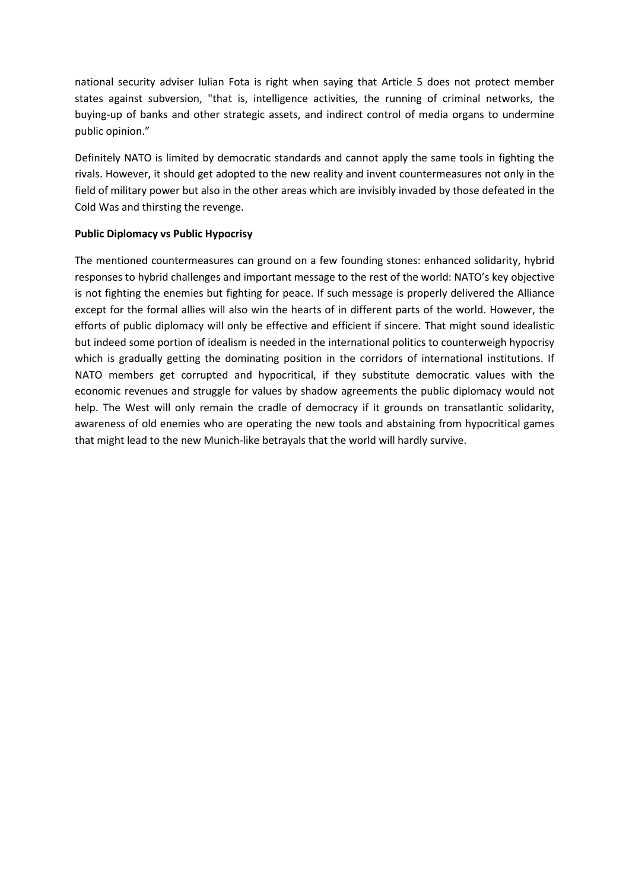national security adviser Iulian Fota is right when saying that Article 5 does not protect member states against subversion, "that is, intelligence activities, the running of criminal networks, the buying-up of banks and other strategic assets, and indirect control of media organs to undermine public opinion."

Definitely NATO is limited by democratic standards and cannot apply the same tools in fighting the rivals. However, it should get adopted to the new reality and invent countermeasures not only in the field of military power but also in the other areas which are invisibly invaded by those defeated in the Cold Was and thirsting the revenge.

**Public Diplomacy vs Public Hypocrisy**

The mentioned countermeasures can ground on a few founding stones: enhanced solidarity, hybrid responses to hybrid challenges and important message to the rest of the world: NATO's key objective is not fighting the enemies but fighting for peace. If such message is properly delivered the Alliance except for the formal allies will also win the hearts of in different parts of the world. However, the efforts of public diplomacy will only be effective and efficient if sincere. That might sound idealistic but indeed some portion of idealism is needed in the international politics to counterweigh hypocrisy which is gradually getting the dominating position in the corridors of international institutions. If NATO members get corrupted and hypocritical, if they substitute democratic values with the economic revenues and struggle for values by shadow agreements the public diplomacy would not help. The West will only remain the cradle of democracy if it grounds on transatlantic solidarity, awareness of old enemies who are operating the new tools and abstaining from hypocritical games that might lead to the new Munich-like betrayals that the world will hardly survive.